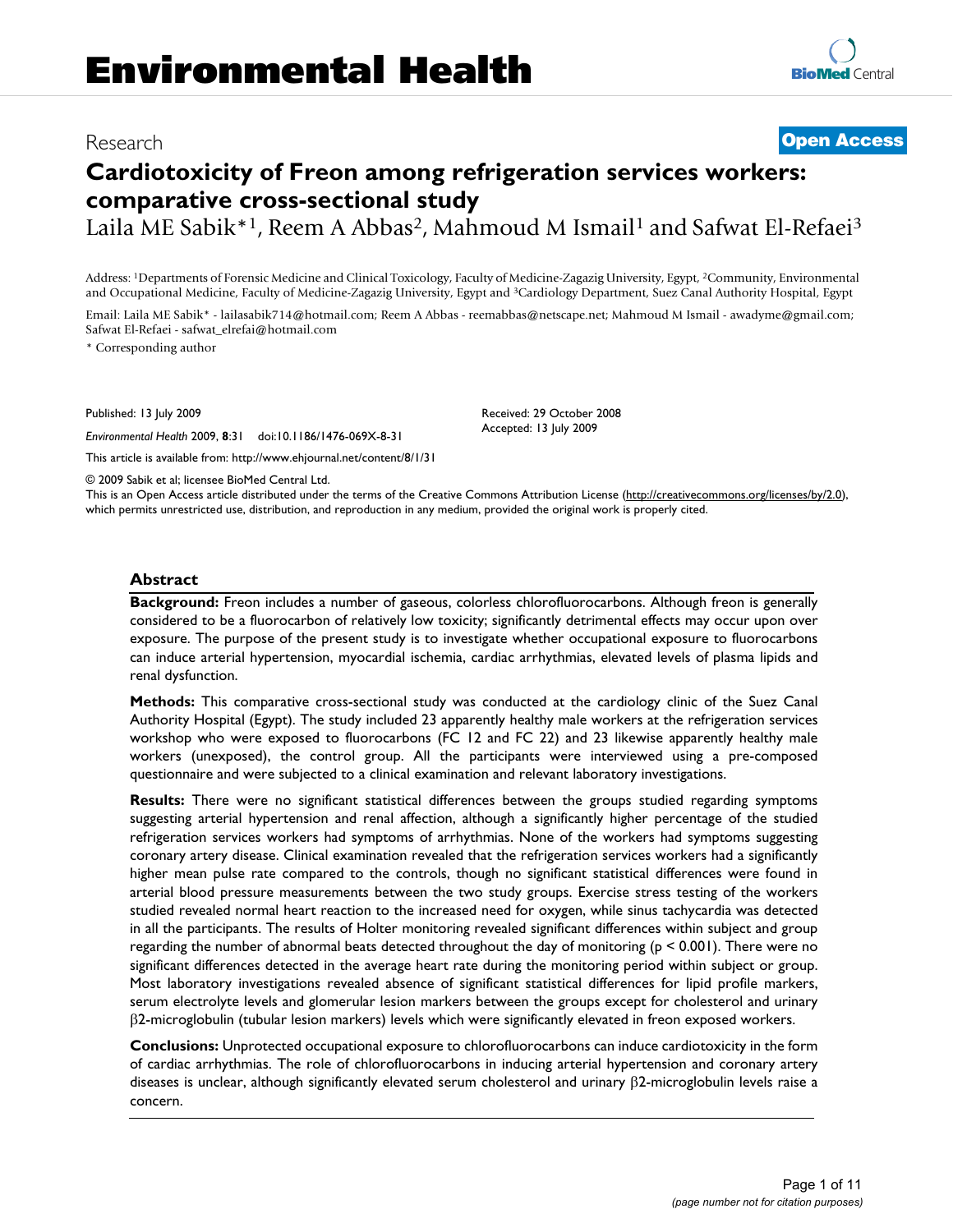# Environmental Health

Research

**Open Access**

# Cardiotoxicity of Freon among refrigeration services workers: comparative cross-sectional study

Laila ME Sabik*[1], Reem A Abbas[2], Mahmoud M Ismail[1] and Safwat El-Refaei[3]

Address: [1]Departments of Forensic Medicine and Clinical Toxicology, Faculty of Medicine-Zagazig University, Egypt, [2]Community, Environmental and Occupational Medicine, Faculty of Medicine-Zagazig University, Egypt and [3]Cardiology Department, Suez Canal Authority Hospital, Egypt

Email: Laila ME Sabik* - lailasabik714@hotmail.com; Reem A Abbas - reemabbas@netscape.net; Mahmoud M Ismail - awadyme@gmail.com; Safwat El-Refaei - safwat_elrefai@hotmail.com

* Corresponding author

Published: 13 July 2009

*Environmental Health* 2009, **8**:31 doi:10.1186/1476-069X-8-31

This article is available from: http://www.ehjournal.net/content/8/1/31

Received: 29 October 2008
Accepted: 13 July 2009

© 2009 Sabik et al; licensee BioMed Central Ltd.

This is an Open Access article distributed under the terms of the Creative Commons Attribution License (http://creativecommons.org/licenses/by/2.0), which permits unrestricted use, distribution, and reproduction in any medium, provided the original work is properly cited.

## Abstract

**Background:** Freon includes a number of gaseous, colorless chlorofluorocarbons. Although freon is generally considered to be a fluorocarbon of relatively low toxicity; significantly detrimental effects may occur upon over exposure. The purpose of the present study is to investigate whether occupational exposure to fluorocarbons can induce arterial hypertension, myocardial ischemia, cardiac arrhythmias, elevated levels of plasma lipids and renal dysfunction.

**Methods:** This comparative cross-sectional study was conducted at the cardiology clinic of the Suez Canal Authority Hospital (Egypt). The study included 23 apparently healthy male workers at the refrigeration services workshop who were exposed to fluorocarbons (FC 12 and FC 22) and 23 likewise apparently healthy male workers (unexposed), the control group. All the participants were interviewed using a pre-composed questionnaire and were subjected to a clinical examination and relevant laboratory investigations.

**Results:** There were no significant statistical differences between the groups studied regarding symptoms suggesting arterial hypertension and renal affection, although a significantly higher percentage of the studied refrigeration services workers had symptoms of arrhythmias. None of the workers had symptoms suggesting coronary artery disease. Clinical examination revealed that the refrigeration services workers had a significantly higher mean pulse rate compared to the controls, though no significant statistical differences were found in arterial blood pressure measurements between the two study groups. Exercise stress testing of the workers studied revealed normal heart reaction to the increased need for oxygen, while sinus tachycardia was detected in all the participants. The results of Holter monitoring revealed significant differences within subject and group regarding the number of abnormal beats detected throughout the day of monitoring ($p < 0.001$). There were no significant differences detected in the average heart rate during the monitoring period within subject or group. Most laboratory investigations revealed absence of significant statistical differences for lipid profile markers, serum electrolyte levels and glomerular lesion markers between the groups except for cholesterol and urinary β2-microglobulin (tubular lesion markers) levels which were significantly elevated in freon exposed workers.

**Conclusions:** Unprotected occupational exposure to chlorofluorocarbons can induce cardiotoxicity in the form of cardiac arrhythmias. The role of chlorofluorocarbons in inducing arterial hypertension and coronary artery diseases is unclear, although significantly elevated serum cholesterol and urinary β2-microglobulin levels raise a concern.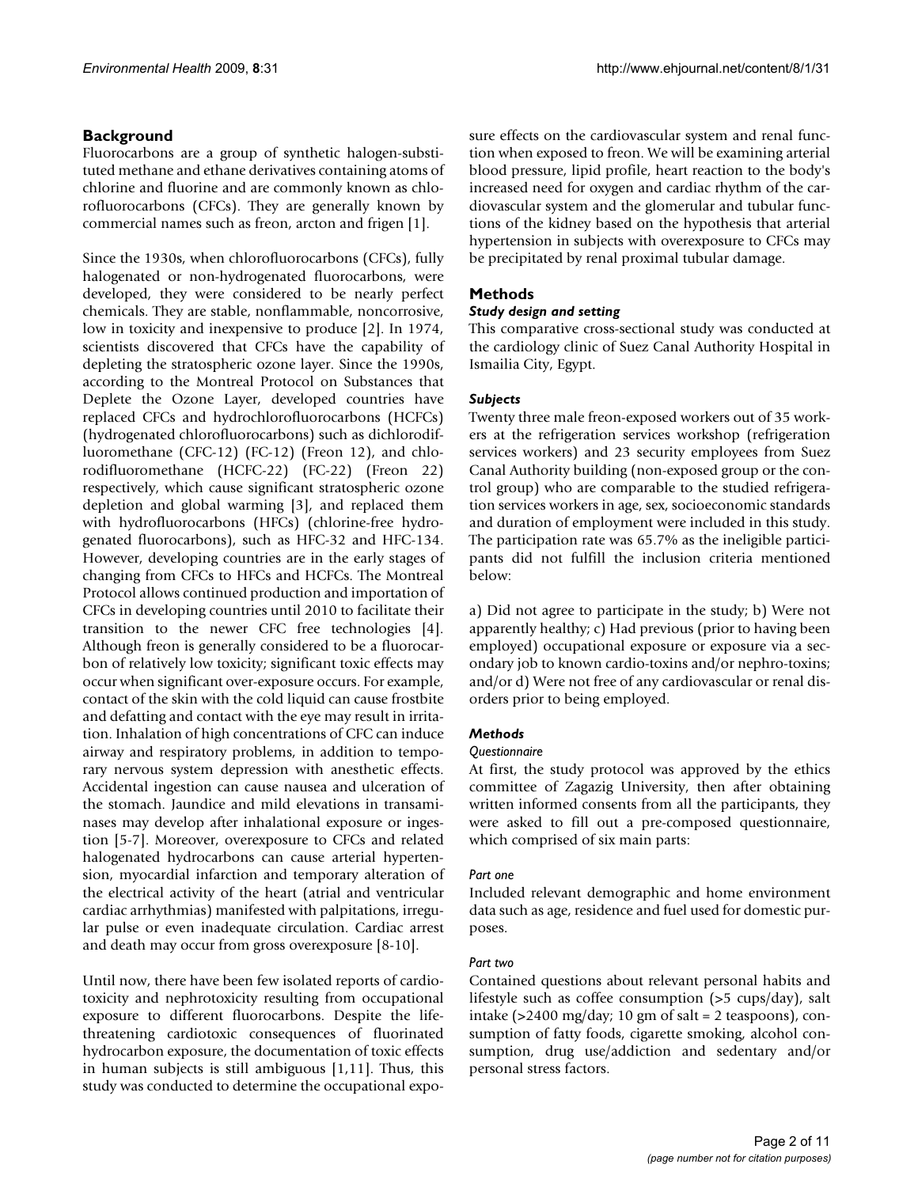## Background

Fluorocarbons are a group of synthetic halogen-substituted methane and ethane derivatives containing atoms of chlorine and fluorine and are commonly known as chlorofluorocarbons (CFCs). They are generally known by commercial names such as freon, arcton and frigen [1].

Since the 1930s, when chlorofluorocarbons (CFCs), fully halogenated or non-hydrogenated fluorocarbons, were developed, they were considered to be nearly perfect chemicals. They are stable, nonflammable, noncorrosive, low in toxicity and inexpensive to produce [2]. In 1974, scientists discovered that CFCs have the capability of depleting the stratospheric ozone layer. Since the 1990s, according to the Montreal Protocol on Substances that Deplete the Ozone Layer, developed countries have replaced CFCs and hydrochlorofluorocarbons (HCFCs) (hydrogenated chlorofluorocarbons) such as dichlorodifluoromethane (CFC-12) (FC-12) (Freon 12), and chlorodifluoromethane (HCFC-22) (FC-22) (Freon 22) respectively, which cause significant stratospheric ozone depletion and global warming [3], and replaced them with hydrofluorocarbons (HFCs) (chlorine-free hydrogenated fluorocarbons), such as HFC-32 and HFC-134. However, developing countries are in the early stages of changing from CFCs to HFCs and HCFCs. The Montreal Protocol allows continued production and importation of CFCs in developing countries until 2010 to facilitate their transition to the newer CFC free technologies [4]. Although freon is generally considered to be a fluorocarbon of relatively low toxicity; significant toxic effects may occur when significant over-exposure occurs. For example, contact of the skin with the cold liquid can cause frostbite and defatting and contact with the eye may result in irritation. Inhalation of high concentrations of CFC can induce airway and respiratory problems, in addition to temporary nervous system depression with anesthetic effects. Accidental ingestion can cause nausea and ulceration of the stomach. Jaundice and mild elevations in transaminases may develop after inhalational exposure or ingestion [5-7]. Moreover, overexposure to CFCs and related halogenated hydrocarbons can cause arterial hypertension, myocardial infarction and temporary alteration of the electrical activity of the heart (atrial and ventricular cardiac arrhythmias) manifested with palpitations, irregular pulse or even inadequate circulation. Cardiac arrest and death may occur from gross overexposure [8-10].

Until now, there have been few isolated reports of cardiotoxicity and nephrotoxicity resulting from occupational exposure to different fluorocarbons. Despite the life-threatening cardiotoxic consequences of fluorinated hydrocarbon exposure, the documentation of toxic effects in human subjects is still ambiguous [1,11]. Thus, this study was conducted to determine the occupational exposure effects on the cardiovascular system and renal function when exposed to freon. We will be examining arterial blood pressure, lipid profile, heart reaction to the body's increased need for oxygen and cardiac rhythm of the cardiovascular system and the glomerular and tubular functions of the kidney based on the hypothesis that arterial hypertension in subjects with overexposure to CFCs may be precipitated by renal proximal tubular damage.

## Methods

### *Study design and setting*

This comparative cross-sectional study was conducted at the cardiology clinic of Suez Canal Authority Hospital in Ismailia City, Egypt.

### *Subjects*

Twenty three male freon-exposed workers out of 35 workers at the refrigeration services workshop (refrigeration services workers) and 23 security employees from Suez Canal Authority building (non-exposed group or the control group) who are comparable to the studied refrigeration services workers in age, sex, socioeconomic standards and duration of employment were included in this study. The participation rate was 65.7% as the ineligible participants did not fulfill the inclusion criteria mentioned below:

a) Did not agree to participate in the study; b) Were not apparently healthy; c) Had previous (prior to having been employed) occupational exposure or exposure via a secondary job to known cardio-toxins and/or nephro-toxins; and/or d) Were not free of any cardiovascular or renal disorders prior to being employed.

### *Methods*

#### *Questionnaire*

At first, the study protocol was approved by the ethics committee of Zagazig University, then after obtaining written informed consents from all the participants, they were asked to fill out a pre-composed questionnaire, which comprised of six main parts:

##### *Part one*

Included relevant demographic and home environment data such as age, residence and fuel used for domestic purposes.

##### *Part two*

Contained questions about relevant personal habits and lifestyle such as coffee consumption (>5 cups/day), salt intake (>2400 mg/day; 10 gm of salt = 2 teaspoons), consumption of fatty foods, cigarette smoking, alcohol consumption, drug use/addiction and sedentary and/or personal stress factors.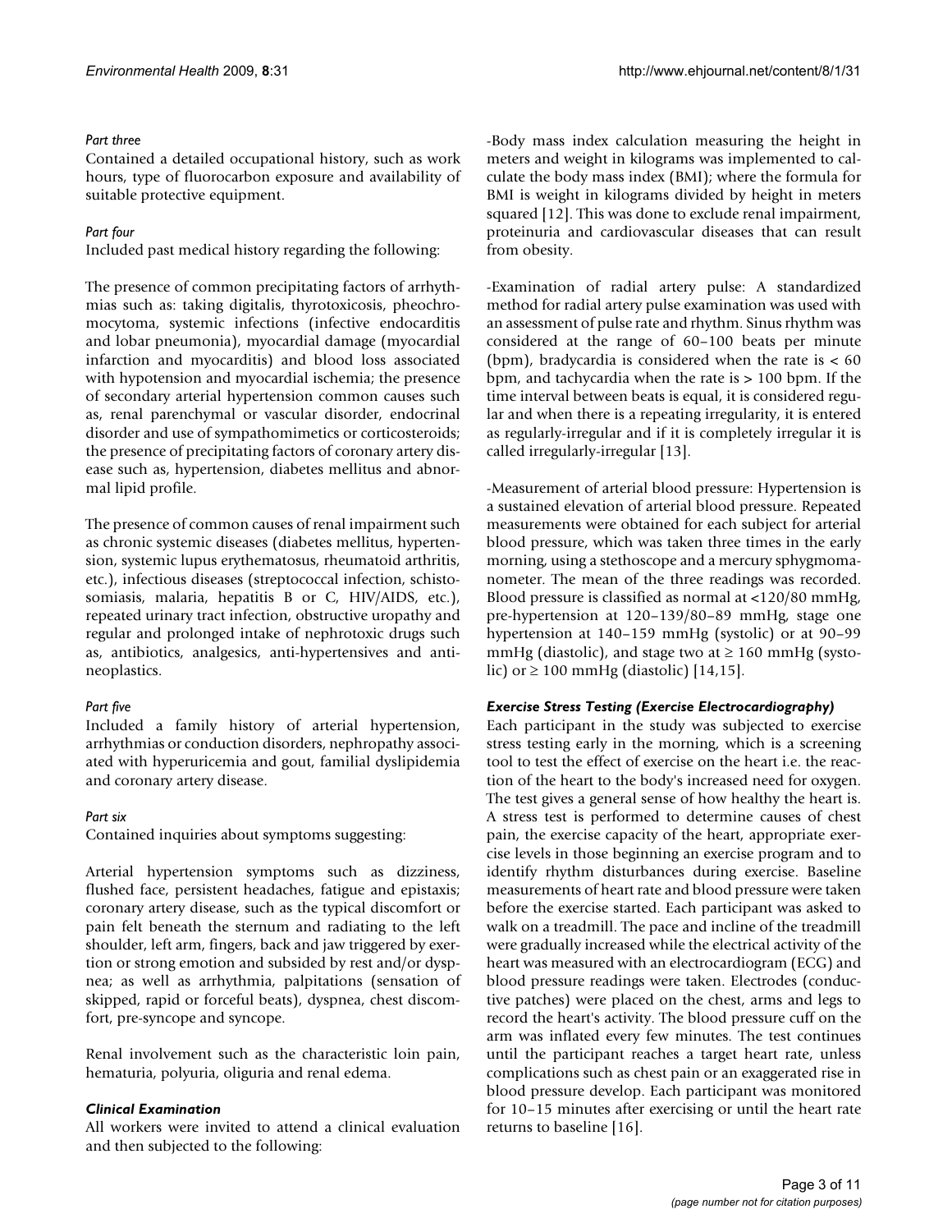#### *Part three*

Contained a detailed occupational history, such as work hours, type of fluorocarbon exposure and availability of suitable protective equipment.

#### *Part four*

Included past medical history regarding the following:

The presence of common precipitating factors of arrhythmias such as: taking digitalis, thyrotoxicosis, pheochromocytoma, systemic infections (infective endocarditis and lobar pneumonia), myocardial damage (myocardial infarction and myocarditis) and blood loss associated with hypotension and myocardial ischemia; the presence of secondary arterial hypertension common causes such as, renal parenchymal or vascular disorder, endocrinal disorder and use of sympathomimetics or corticosteroids; the presence of precipitating factors of coronary artery disease such as, hypertension, diabetes mellitus and abnormal lipid profile.

The presence of common causes of renal impairment such as chronic systemic diseases (diabetes mellitus, hypertension, systemic lupus erythematosus, rheumatoid arthritis, etc.), infectious diseases (streptococcal infection, schistosomiasis, malaria, hepatitis B or C, HIV/AIDS, etc.), repeated urinary tract infection, obstructive uropathy and regular and prolonged intake of nephrotoxic drugs such as, antibiotics, analgesics, anti-hypertensives and anti-neoplastics.

#### *Part five*

Included a family history of arterial hypertension, arrhythmias or conduction disorders, nephropathy associated with hyperuricemia and gout, familial dyslipidemia and coronary artery disease.

#### *Part six*

Contained inquiries about symptoms suggesting:

Arterial hypertension symptoms such as dizziness, flushed face, persistent headaches, fatigue and epistaxis; coronary artery disease, such as the typical discomfort or pain felt beneath the sternum and radiating to the left shoulder, left arm, fingers, back and jaw triggered by exertion or strong emotion and subsided by rest and/or dyspnea; as well as arrhythmia, palpitations (sensation of skipped, rapid or forceful beats), dyspnea, chest discomfort, pre-syncope and syncope.

Renal involvement such as the characteristic loin pain, hematuria, polyuria, oliguria and renal edema.

### *Clinical Examination*

All workers were invited to attend a clinical evaluation and then subjected to the following:

-Body mass index calculation measuring the height in meters and weight in kilograms was implemented to calculate the body mass index (BMI); where the formula for BMI is weight in kilograms divided by height in meters squared [12]. This was done to exclude renal impairment, proteinuria and cardiovascular diseases that can result from obesity.

-Examination of radial artery pulse: A standardized method for radial artery pulse examination was used with an assessment of pulse rate and rhythm. Sinus rhythm was considered at the range of 60–100 beats per minute (bpm), bradycardia is considered when the rate is < 60 bpm, and tachycardia when the rate is > 100 bpm. If the time interval between beats is equal, it is considered regular and when there is a repeating irregularity, it is entered as regularly-irregular and if it is completely irregular it is called irregularly-irregular [13].

-Measurement of arterial blood pressure: Hypertension is a sustained elevation of arterial blood pressure. Repeated measurements were obtained for each subject for arterial blood pressure, which was taken three times in the early morning, using a stethoscope and a mercury sphygmomanometer. The mean of the three readings was recorded. Blood pressure is classified as normal at <120/80 mmHg, pre-hypertension at 120–139/80–89 mmHg, stage one hypertension at 140–159 mmHg (systolic) or at 90–99 mmHg (diastolic), and stage two at ≥ 160 mmHg (systolic) or ≥ 100 mmHg (diastolic) [14,15].

### *Exercise Stress Testing (Exercise Electrocardiography)*

Each participant in the study was subjected to exercise stress testing early in the morning, which is a screening tool to test the effect of exercise on the heart i.e. the reaction of the heart to the body's increased need for oxygen. The test gives a general sense of how healthy the heart is. A stress test is performed to determine causes of chest pain, the exercise capacity of the heart, appropriate exercise levels in those beginning an exercise program and to identify rhythm disturbances during exercise. Baseline measurements of heart rate and blood pressure were taken before the exercise started. Each participant was asked to walk on a treadmill. The pace and incline of the treadmill were gradually increased while the electrical activity of the heart was measured with an electrocardiogram (ECG) and blood pressure readings were taken. Electrodes (conductive patches) were placed on the chest, arms and legs to record the heart's activity. The blood pressure cuff on the arm was inflated every few minutes. The test continues until the participant reaches a target heart rate, unless complications such as chest pain or an exaggerated rise in blood pressure develop. Each participant was monitored for 10–15 minutes after exercising or until the heart rate returns to baseline [16].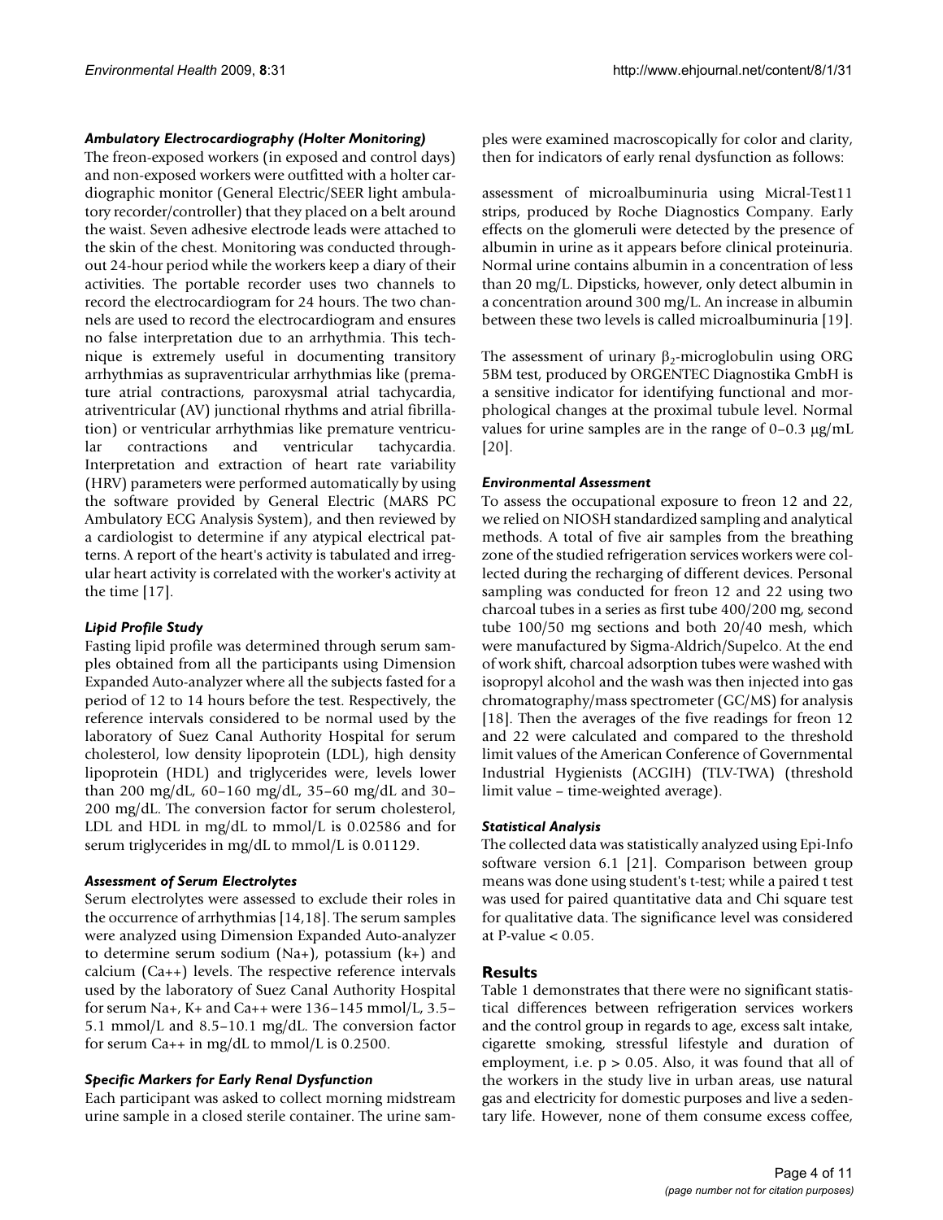### *Ambulatory Electrocardiography (Holter Monitoring)*

The freon-exposed workers (in exposed and control days) and non-exposed workers were outfitted with a holter cardiographic monitor (General Electric/SEER light ambulatory recorder/controller) that they placed on a belt around the waist. Seven adhesive electrode leads were attached to the skin of the chest. Monitoring was conducted throughout 24-hour period while the workers keep a diary of their activities. The portable recorder uses two channels to record the electrocardiogram for 24 hours. The two channels are used to record the electrocardiogram and ensures no false interpretation due to an arrhythmia. This technique is extremely useful in documenting transitory arrhythmias as supraventricular arrhythmias like (premature atrial contractions, paroxysmal atrial tachycardia, atriventricular (AV) junctional rhythms and atrial fibrillation) or ventricular arrhythmias like premature ventricular contractions and ventricular tachycardia. Interpretation and extraction of heart rate variability (HRV) parameters were performed automatically by using the software provided by General Electric (MARS PC Ambulatory ECG Analysis System), and then reviewed by a cardiologist to determine if any atypical electrical patterns. A report of the heart's activity is tabulated and irregular heart activity is correlated with the worker's activity at the time [17].

### *Lipid Profile Study*

Fasting lipid profile was determined through serum samples obtained from all the participants using Dimension Expanded Auto-analyzer where all the subjects fasted for a period of 12 to 14 hours before the test. Respectively, the reference intervals considered to be normal used by the laboratory of Suez Canal Authority Hospital for serum cholesterol, low density lipoprotein (LDL), high density lipoprotein (HDL) and triglycerides were, levels lower than 200 mg/dL, 60–160 mg/dL, 35–60 mg/dL and 30–200 mg/dL. The conversion factor for serum cholesterol, LDL and HDL in mg/dL to mmol/L is 0.02586 and for serum triglycerides in mg/dL to mmol/L is 0.01129.

### *Assessment of Serum Electrolytes*

Serum electrolytes were assessed to exclude their roles in the occurrence of arrhythmias [14,18]. The serum samples were analyzed using Dimension Expanded Auto-analyzer to determine serum sodium (Na+), potassium (k+) and calcium (Ca++) levels. The respective reference intervals used by the laboratory of Suez Canal Authority Hospital for serum Na+, K+ and Ca++ were 136–145 mmol/L, 3.5–5.1 mmol/L and 8.5–10.1 mg/dL. The conversion factor for serum Ca++ in mg/dL to mmol/L is 0.2500.

### *Specific Markers for Early Renal Dysfunction*

Each participant was asked to collect morning midstream urine sample in a closed sterile container. The urine samples were examined macroscopically for color and clarity, then for indicators of early renal dysfunction as follows:

assessment of microalbuminuria using Micral-Test11 strips, produced by Roche Diagnostics Company. Early effects on the glomeruli were detected by the presence of albumin in urine as it appears before clinical proteinuria. Normal urine contains albumin in a concentration of less than 20 mg/L. Dipsticks, however, only detect albumin in a concentration around 300 mg/L. An increase in albumin between these two levels is called microalbuminuria [19].

The assessment of urinary $\beta_2$-microglobulin using ORG 5BM test, produced by ORGENTEC Diagnostika GmbH is a sensitive indicator for identifying functional and morphological changes at the proximal tubule level. Normal values for urine samples are in the range of 0–0.3 μg/mL [20].

### *Environmental Assessment*

To assess the occupational exposure to freon 12 and 22, we relied on NIOSH standardized sampling and analytical methods. A total of five air samples from the breathing zone of the studied refrigeration services workers were collected during the recharging of different devices. Personal sampling was conducted for freon 12 and 22 using two charcoal tubes in a series as first tube 400/200 mg, second tube 100/50 mg sections and both 20/40 mesh, which were manufactured by Sigma-Aldrich/Supelco. At the end of work shift, charcoal adsorption tubes were washed with isopropyl alcohol and the wash was then injected into gas chromatography/mass spectrometer (GC/MS) for analysis [18]. Then the averages of the five readings for freon 12 and 22 were calculated and compared to the threshold limit values of the American Conference of Governmental Industrial Hygienists (ACGIH) (TLV-TWA) (threshold limit value – time-weighted average).

### *Statistical Analysis*

The collected data was statistically analyzed using Epi-Info software version 6.1 [21]. Comparison between group means was done using student's t-test; while a paired t test was used for paired quantitative data and Chi square test for qualitative data. The significance level was considered at P-value $< 0.05$.

## Results

Table 1 demonstrates that there were no significant statistical differences between refrigeration services workers and the control group in regards to age, excess salt intake, cigarette smoking, stressful lifestyle and duration of employment, i.e. $p > 0.05$. Also, it was found that all of the workers in the study live in urban areas, use natural gas and electricity for domestic purposes and live a sedentary life. However, none of them consume excess coffee,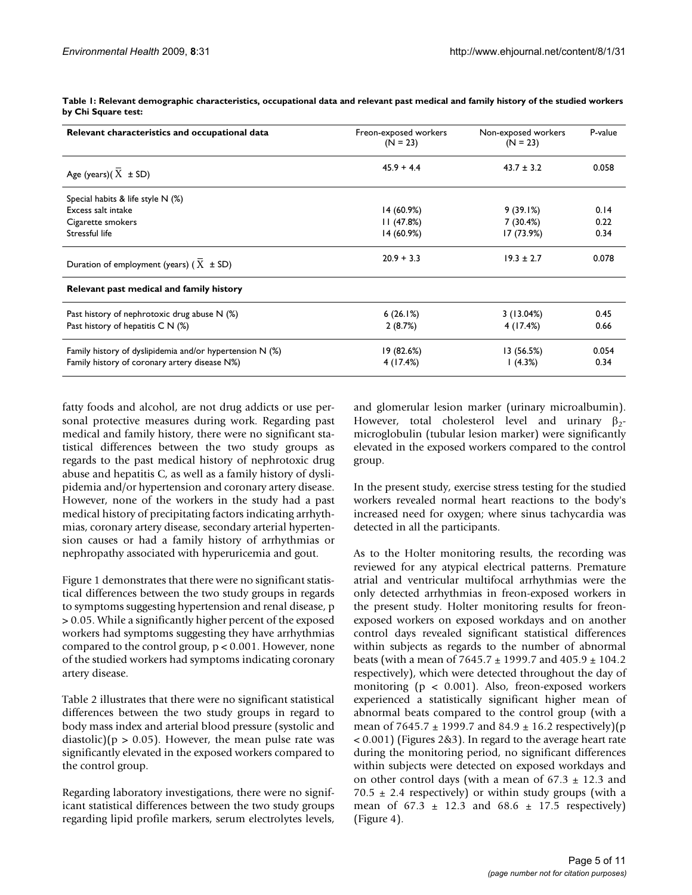**Table 1: Relevant demographic characteristics, occupational data and relevant past medical and family history of the studied workers by Chi Square test:**

| Relevant characteristics and occupational data | Freon-exposed workers (N = 23) | Non-exposed workers (N = 23) | P-value |
| --- | --- | --- | --- |
| Age (years)( $\bar{X}$ ± SD) | 45.9 + 4.4 | 43.7 ± 3.2 | 0.058 |
| Special habits & life style N (%) | | | |
| Excess salt intake | 14 (60.9%) | 9 (39.1%) | 0.14 |
| Cigarette smokers | 11 (47.8%) | 7 (30.4%) | 0.22 |
| Stressful life | 14 (60.9%) | 17 (73.9%) | 0.34 |
| Duration of employment (years) ( $\bar{X}$ ± SD) | 20.9 + 3.3 | 19.3 ± 2.7 | 0.078 |
| **Relevant past medical and family history** | | | |
| Past history of nephrotoxic drug abuse N (%) | 6 (26.1%) | 3 (13.04%) | 0.45 |
| Past history of hepatitis C N (%) | 2 (8.7%) | 4 (17.4%) | 0.66 |
| Family history of dyslipidemia and/or hypertension N (%) | 19 (82.6%) | 13 (56.5%) | 0.054 |
| Family history of coronary artery disease N%) | 4 (17.4%) | 1 (4.3%) | 0.34 |

fatty foods and alcohol, are not drug addicts or use personal protective measures during work. Regarding past medical and family history, there were no significant statistical differences between the two study groups as regards to the past medical history of nephrotoxic drug abuse and hepatitis C, as well as a family history of dyslipidemia and/or hypertension and coronary artery disease. However, none of the workers in the study had a past medical history of precipitating factors indicating arrhythmias, coronary artery disease, secondary arterial hypertension causes or had a family history of arrhythmias or nephropathy associated with hyperuricemia and gout.

Figure 1 demonstrates that there were no significant statistical differences between the two study groups in regards to symptoms suggesting hypertension and renal disease, $p > 0.05$. While a significantly higher percent of the exposed workers had symptoms suggesting they have arrhythmias compared to the control group, $p < 0.001$. However, none of the studied workers had symptoms indicating coronary artery disease.

Table 2 illustrates that there were no significant statistical differences between the two study groups in regard to body mass index and arterial blood pressure (systolic and diastolic)($p > 0.05$). However, the mean pulse rate was significantly elevated in the exposed workers compared to the control group.

Regarding laboratory investigations, there were no significant statistical differences between the two study groups regarding lipid profile markers, serum electrolytes levels, and glomerular lesion marker (urinary microalbumin). However, total cholesterol level and urinary $\beta_2$-microglobulin (tubular lesion marker) were significantly elevated in the exposed workers compared to the control group.

In the present study, exercise stress testing for the studied workers revealed normal heart reactions to the body's increased need for oxygen; where sinus tachycardia was detected in all the participants.

As to the Holter monitoring results, the recording was reviewed for any atypical electrical patterns. Premature atrial and ventricular multifocal arrhythmias were the only detected arrhythmias in freon-exposed workers in the present study. Holter monitoring results for freon-exposed workers on exposed workdays and on another control days revealed significant statistical differences within subjects as regards to the number of abnormal beats (with a mean of 7645.7 ± 1999.7 and 405.9 ± 104.2 respectively), which were detected throughout the day of monitoring ($p < 0.001$). Also, freon-exposed workers experienced a statistically significant higher mean of abnormal beats compared to the control group (with a mean of 7645.7 ± 1999.7 and 84.9 ± 16.2 respectively)($p < 0.001$) (Figures 2&3). In regard to the average heart rate during the monitoring period, no significant differences within subjects were detected on exposed workdays and on other control days (with a mean of 67.3 ± 12.3 and 70.5 ± 2.4 respectively) or within study groups (with a mean of 67.3 ± 12.3 and 68.6 ± 17.5 respectively) (Figure 4).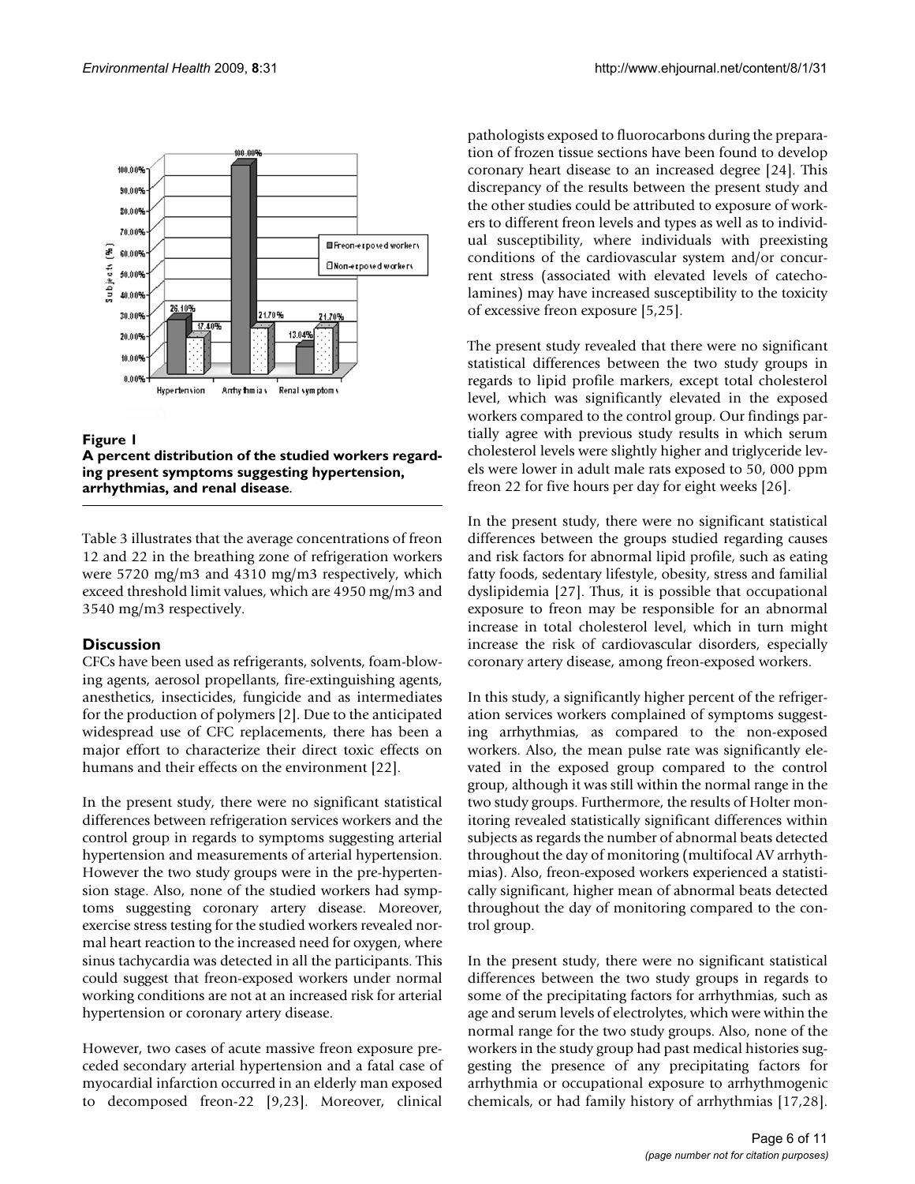**Figure 1**

**A percent distribution of the studied workers regarding present symptoms suggesting hypertension, arrhythmias, and renal disease**.

Table 3 illustrates that the average concentrations of freon 12 and 22 in the breathing zone of refrigeration workers were 5720 mg/m3 and 4310 mg/m3 respectively, which exceed threshold limit values, which are 4950 mg/m3 and 3540 mg/m3 respectively.

## Discussion

CFCs have been used as refrigerants, solvents, foam-blowing agents, aerosol propellants, fire-extinguishing agents, anesthetics, insecticides, fungicide and as intermediates for the production of polymers [2]. Due to the anticipated widespread use of CFC replacements, there has been a major effort to characterize their direct toxic effects on humans and their effects on the environment [22].

In the present study, there were no significant statistical differences between refrigeration services workers and the control group in regards to symptoms suggesting arterial hypertension and measurements of arterial hypertension. However the two study groups were in the pre-hypertension stage. Also, none of the studied workers had symptoms suggesting coronary artery disease. Moreover, exercise stress testing for the studied workers revealed normal heart reaction to the increased need for oxygen, where sinus tachycardia was detected in all the participants. This could suggest that freon-exposed workers under normal working conditions are not at an increased risk for arterial hypertension or coronary artery disease.

However, two cases of acute massive freon exposure preceded secondary arterial hypertension and a fatal case of myocardial infarction occurred in an elderly man exposed to decomposed freon-22 [9,23]. Moreover, clinical pathologists exposed to fluorocarbons during the preparation of frozen tissue sections have been found to develop coronary heart disease to an increased degree [24]. This discrepancy of the results between the present study and the other studies could be attributed to exposure of workers to different freon levels and types as well as to individual susceptibility, where individuals with preexisting conditions of the cardiovascular system and/or concurrent stress (associated with elevated levels of catecholamines) may have increased susceptibility to the toxicity of excessive freon exposure [5,25].

The present study revealed that there were no significant statistical differences between the two study groups in regards to lipid profile markers, except total cholesterol level, which was significantly elevated in the exposed workers compared to the control group. Our findings partially agree with previous study results in which serum cholesterol levels were slightly higher and triglyceride levels were lower in adult male rats exposed to 50, 000 ppm freon 22 for five hours per day for eight weeks [26].

In the present study, there were no significant statistical differences between the groups studied regarding causes and risk factors for abnormal lipid profile, such as eating fatty foods, sedentary lifestyle, obesity, stress and familial dyslipidemia [27]. Thus, it is possible that occupational exposure to freon may be responsible for an abnormal increase in total cholesterol level, which in turn might increase the risk of cardiovascular disorders, especially coronary artery disease, among freon-exposed workers.

In this study, a significantly higher percent of the refrigeration services workers complained of symptoms suggesting arrhythmias, as compared to the non-exposed workers. Also, the mean pulse rate was significantly elevated in the exposed group compared to the control group, although it was still within the normal range in the two study groups. Furthermore, the results of Holter monitoring revealed statistically significant differences within subjects as regards the number of abnormal beats detected throughout the day of monitoring (multifocal AV arrhythmias). Also, freon-exposed workers experienced a statistically significant, higher mean of abnormal beats detected throughout the day of monitoring compared to the control group.

In the present study, there were no significant statistical differences between the two study groups in regards to some of the precipitating factors for arrhythmias, such as age and serum levels of electrolytes, which were within the normal range for the two study groups. Also, none of the workers in the study group had past medical histories suggesting the presence of any precipitating factors for arrhythmia or occupational exposure to arrhythmogenic chemicals, or had family history of arrhythmias [17,28].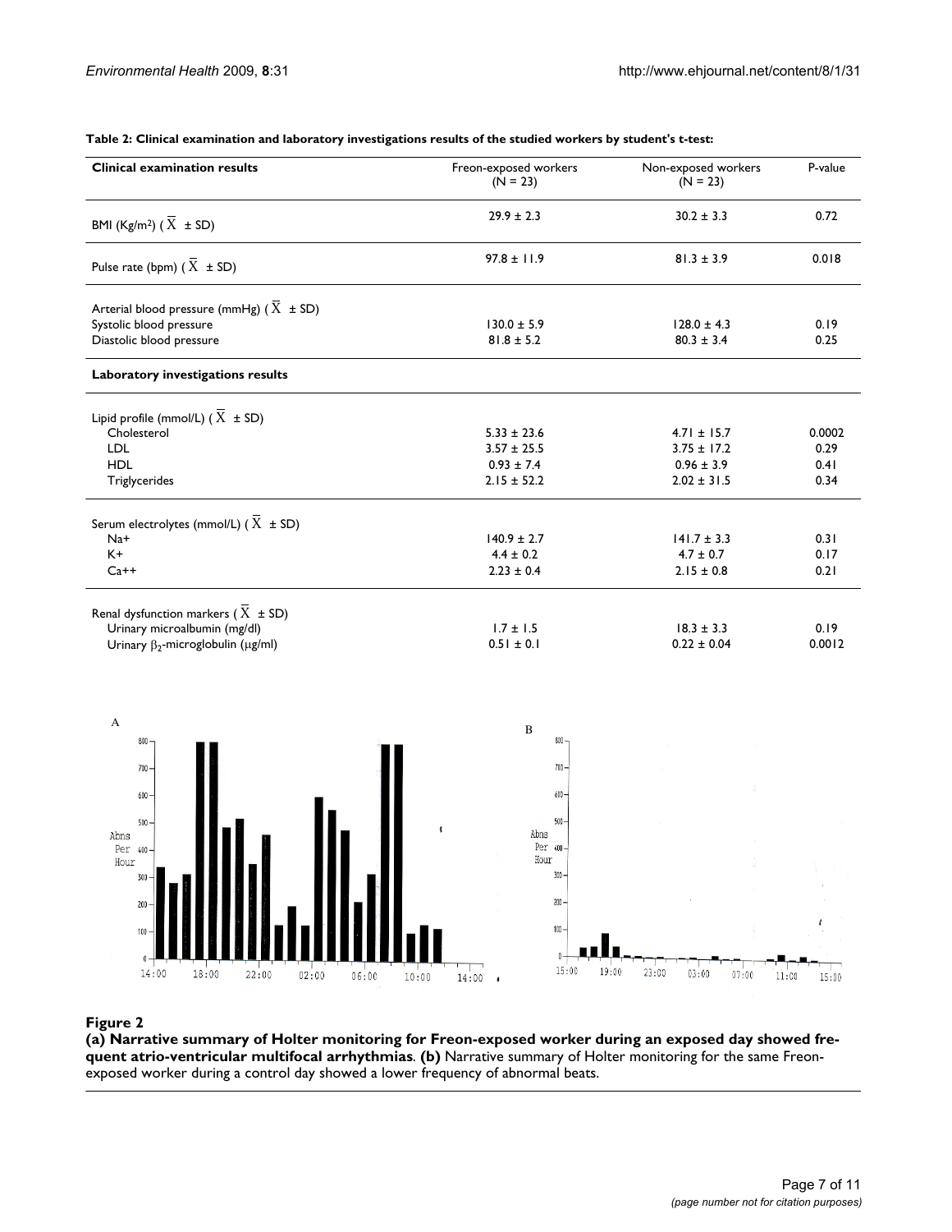**Table 2: Clinical examination and laboratory investigations results of the studied workers by student's t-test:**

| Clinical examination results | Freon-exposed workers (N = 23) | Non-exposed workers (N = 23) | P-value |
|---|---|---|---|
| BMI (Kg/m$^2$) ($\overline{X}$ ± SD) | 29.9 ± 2.3 | 30.2 ± 3.3 | 0.72 |
| Pulse rate (bpm) ($\overline{X}$ ± SD) | 97.8 ± 11.9 | 81.3 ± 3.9 | 0.018 |
| Arterial blood pressure (mmHg) ($\overline{X}$ ± SD) | | | |
| Systolic blood pressure | 130.0 ± 5.9 | 128.0 ± 4.3 | 0.19 |
| Diastolic blood pressure | 81.8 ± 5.2 | 80.3 ± 3.4 | 0.25 |
| **Laboratory investigations results** | | | |
| Lipid profile (mmol/L) ($\overline{X}$ ± SD) | | | |
| Cholesterol | 5.33 ± 23.6 | 4.71 ± 15.7 | 0.0002 |
| LDL | 3.57 ± 25.5 | 3.75 ± 17.2 | 0.29 |
| HDL | 0.93 ± 7.4 | 0.96 ± 3.9 | 0.41 |
| Triglycerides | 2.15 ± 52.2 | 2.02 ± 31.5 | 0.34 |
| Serum electrolytes (mmol/L) ($\overline{X}$ ± SD) | | | |
| $Na^+$ | 140.9 ± 2.7 | 141.7 ± 3.3 | 0.31 |
| $K^+$ | 4.4 ± 0.2 | 4.7 ± 0.7 | 0.17 |
| $Ca^{++}$ | 2.23 ± 0.4 | 2.15 ± 0.8 | 0.21 |
| Renal dysfunction markers ($\overline{X}$ ± SD) | | | |
| Urinary microalbumin (mg/dl) | 1.7 ± 1.5 | 18.3 ± 3.3 | 0.19 |
| Urinary $\beta_2$-microglobulin (μg/ml) | 0.51 ± 0.1 | 0.22 ± 0.04 | 0.0012 |

**Figure 2**

**(a) Narrative summary of Holter monitoring for Freon-exposed worker during an exposed day showed frequent atrio-ventricular multifocal arrhythmias. (b)** Narrative summary of Holter monitoring for the same Freon-exposed worker during a control day showed a lower frequency of abnormal beats.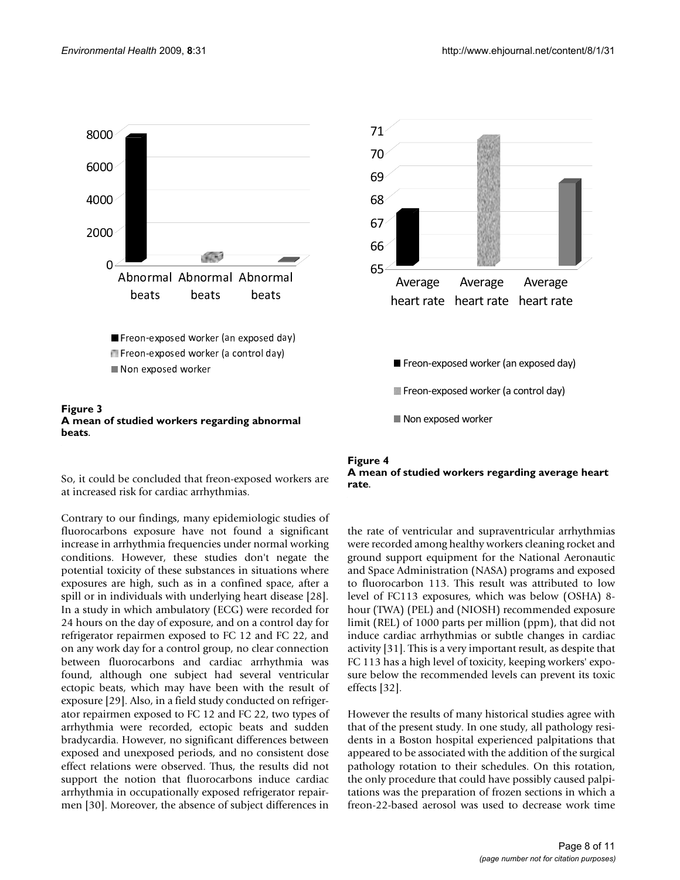**Figure 3**
**A mean of studied workers regarding abnormal beats**.

**Figure 4**
**A mean of studied workers regarding average heart rate**.

So, it could be concluded that freon-exposed workers are at increased risk for cardiac arrhythmias.

Contrary to our findings, many epidemiologic studies of fluorocarbons exposure have not found a significant increase in arrhythmia frequencies under normal working conditions. However, these studies don't negate the potential toxicity of these substances in situations where exposures are high, such as in a confined space, after a spill or in individuals with underlying heart disease [28]. In a study in which ambulatory (ECG) were recorded for 24 hours on the day of exposure, and on a control day for refrigerator repairmen exposed to FC 12 and FC 22, and on any work day for a control group, no clear connection between fluorocarbons and cardiac arrhythmia was found, although one subject had several ventricular ectopic beats, which may have been with the result of exposure [29]. Also, in a field study conducted on refrigerator repairmen exposed to FC 12 and FC 22, two types of arrhythmia were recorded, ectopic beats and sudden bradycardia. However, no significant differences between exposed and unexposed periods, and no consistent dose effect relations were observed. Thus, the results did not support the notion that fluorocarbons induce cardiac arrhythmia in occupationally exposed refrigerator repairmen [30]. Moreover, the absence of subject differences in the rate of ventricular and supraventricular arrhythmias were recorded among healthy workers cleaning rocket and ground support equipment for the National Aeronautic and Space Administration (NASA) programs and exposed to fluorocarbon 113. This result was attributed to low level of FC113 exposures, which was below (OSHA) 8-hour (TWA) (PEL) and (NIOSH) recommended exposure limit (REL) of 1000 parts per million (ppm), that did not induce cardiac arrhythmias or subtle changes in cardiac activity [31]. This is a very important result, as despite that FC 113 has a high level of toxicity, keeping workers' exposure below the recommended levels can prevent its toxic effects [32].

However the results of many historical studies agree with that of the present study. In one study, all pathology residents in a Boston hospital experienced palpitations that appeared to be associated with the addition of the surgical pathology rotation to their schedules. On this rotation, the only procedure that could have possibly caused palpitations was the preparation of frozen sections in which a freon-22-based aerosol was used to decrease work time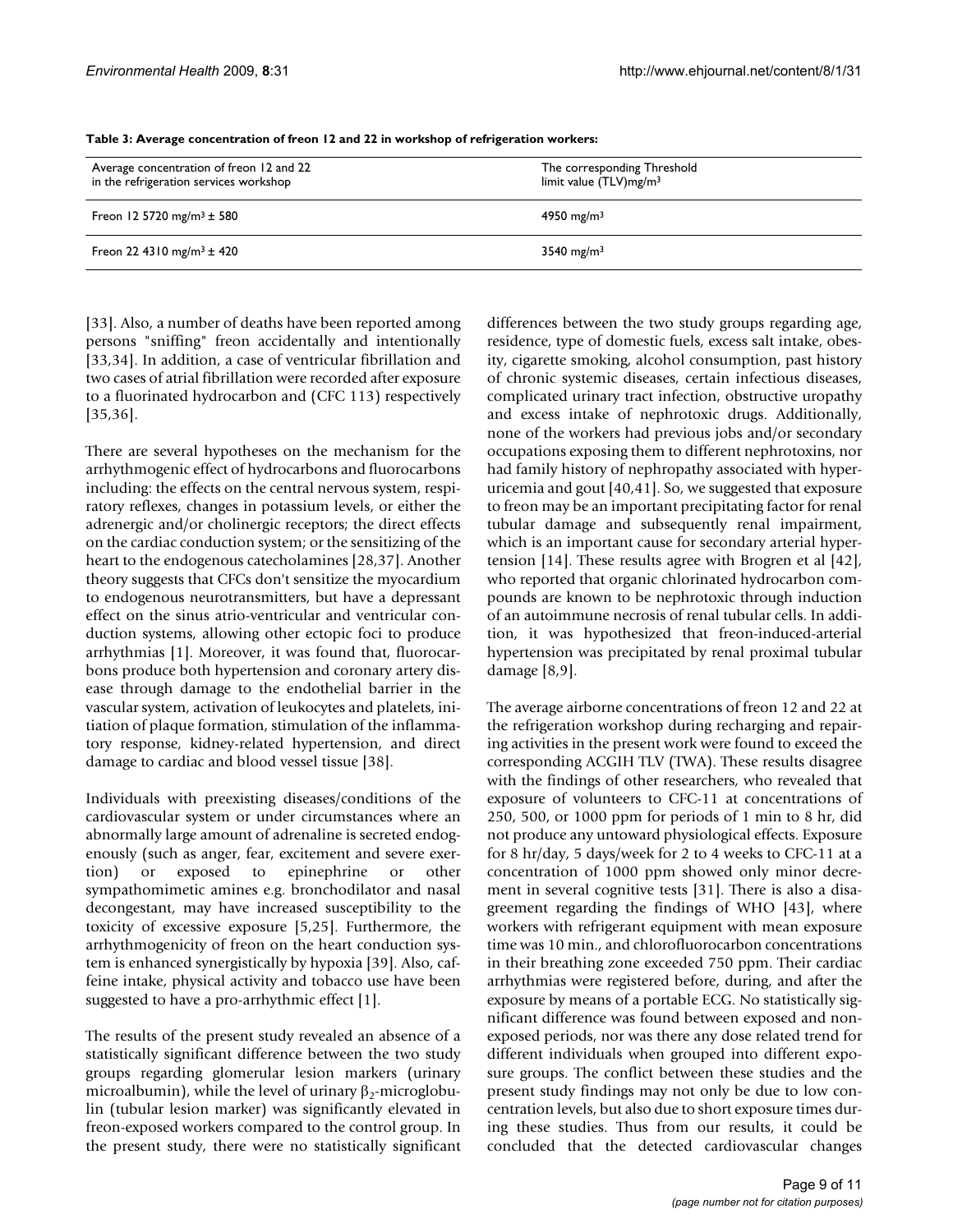**Table 3: Average concentration of freon 12 and 22 in workshop of refrigeration workers:**

| Average concentration of freon 12 and 22 in the refrigeration services workshop | The corresponding Threshold limit value (TLV)mg/m$^3$ |
| --- | --- |
| Freon 12 5720 mg/m$^3$ ± 580 | 4950 mg/m$^3$ |
| Freon 22 4310 mg/m$^3$ ± 420 | 3540 mg/m$^3$ |

[33]. Also, a number of deaths have been reported among persons "sniffing" freon accidentally and intentionally [33,34]. In addition, a case of ventricular fibrillation and two cases of atrial fibrillation were recorded after exposure to a fluorinated hydrocarbon and (CFC 113) respectively [35,36].

There are several hypotheses on the mechanism for the arrhythmogenic effect of hydrocarbons and fluorocarbons including: the effects on the central nervous system, respiratory reflexes, changes in potassium levels, or either the adrenergic and/or cholinergic receptors; the direct effects on the cardiac conduction system; or the sensitizing of the heart to the endogenous catecholamines [28,37]. Another theory suggests that CFCs don't sensitize the myocardium to endogenous neurotransmitters, but have a depressant effect on the sinus atrio-ventricular and ventricular conduction systems, allowing other ectopic foci to produce arrhythmias [1]. Moreover, it was found that, fluorocarbons produce both hypertension and coronary artery disease through damage to the endothelial barrier in the vascular system, activation of leukocytes and platelets, initiation of plaque formation, stimulation of the inflammatory response, kidney-related hypertension, and direct damage to cardiac and blood vessel tissue [38].

Individuals with preexisting diseases/conditions of the cardiovascular system or under circumstances where an abnormally large amount of adrenaline is secreted endogenously (such as anger, fear, excitement and severe exertion) or exposed to epinephrine or other sympathomimetic amines e.g. bronchodilator and nasal decongestant, may have increased susceptibility to the toxicity of excessive exposure [5,25]. Furthermore, the arrhythmogenicity of freon on the heart conduction system is enhanced synergistically by hypoxia [39]. Also, caffeine intake, physical activity and tobacco use have been suggested to have a pro-arrhythmic effect [1].

The results of the present study revealed an absence of a statistically significant difference between the two study groups regarding glomerular lesion markers (urinary microalbumin), while the level of urinary $\beta_2$-microglobulin (tubular lesion marker) was significantly elevated in freon-exposed workers compared to the control group. In the present study, there were no statistically significant differences between the two study groups regarding age, residence, type of domestic fuels, excess salt intake, obesity, cigarette smoking, alcohol consumption, past history of chronic systemic diseases, certain infectious diseases, complicated urinary tract infection, obstructive uropathy and excess intake of nephrotoxic drugs. Additionally, none of the workers had previous jobs and/or secondary occupations exposing them to different nephrotoxins, nor had family history of nephropathy associated with hyperuricemia and gout [40,41]. So, we suggested that exposure to freon may be an important precipitating factor for renal tubular damage and subsequently renal impairment, which is an important cause for secondary arterial hypertension [14]. These results agree with Brogren et al [42], who reported that organic chlorinated hydrocarbon compounds are known to be nephrotoxic through induction of an autoimmune necrosis of renal tubular cells. In addition, it was hypothesized that freon-induced-arterial hypertension was precipitated by renal proximal tubular damage [8,9].

The average airborne concentrations of freon 12 and 22 at the refrigeration workshop during recharging and repairing activities in the present work were found to exceed the corresponding ACGIH TLV (TWA). These results disagree with the findings of other researchers, who revealed that exposure of volunteers to CFC-11 at concentrations of 250, 500, or 1000 ppm for periods of 1 min to 8 hr, did not produce any untoward physiological effects. Exposure for 8 hr/day, 5 days/week for 2 to 4 weeks to CFC-11 at a concentration of 1000 ppm showed only minor decrement in several cognitive tests [31]. There is also a disagreement regarding the findings of WHO [43], where workers with refrigerant equipment with mean exposure time was 10 min., and chlorofluorocarbon concentrations in their breathing zone exceeded 750 ppm. Their cardiac arrhythmias were registered before, during, and after the exposure by means of a portable ECG. No statistically significant difference was found between exposed and non-exposed periods, nor was there any dose related trend for different individuals when grouped into different exposure groups. The conflict between these studies and the present study findings may not only be due to low concentration levels, but also due to short exposure times during these studies. Thus from our results, it could be concluded that the detected cardiovascular changes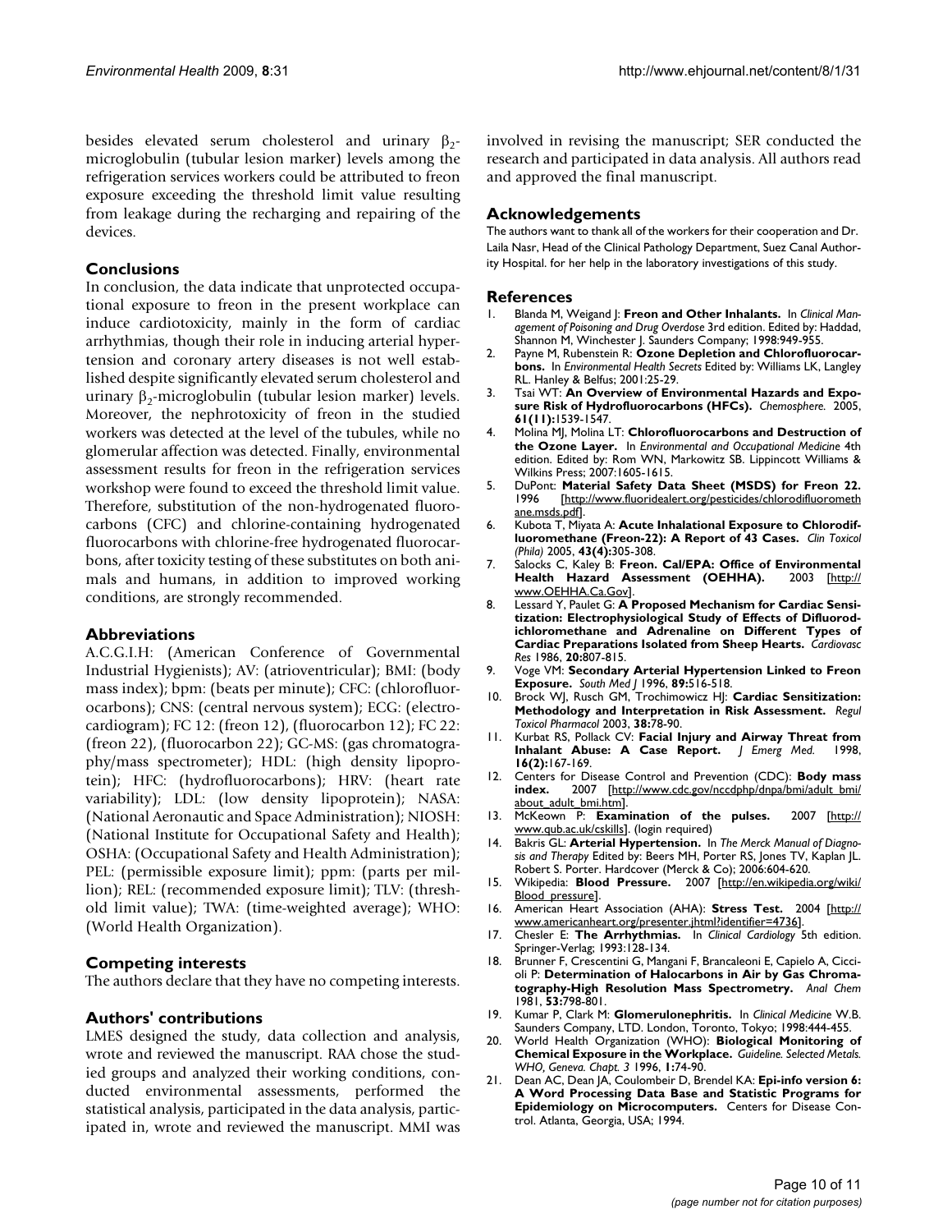besides elevated serum cholesterol and urinary $\beta_2$-microglobulin (tubular lesion marker) levels among the refrigeration services workers could be attributed to freon exposure exceeding the threshold limit value resulting from leakage during the recharging and repairing of the devices.

## Conclusions

In conclusion, the data indicate that unprotected occupational exposure to freon in the present workplace can induce cardiotoxicity, mainly in the form of cardiac arrhythmias, though their role in inducing arterial hypertension and coronary artery diseases is not well established despite significantly elevated serum cholesterol and urinary $\beta_2$-microglobulin (tubular lesion marker) levels. Moreover, the nephrotoxicity of freon in the studied workers was detected at the level of the tubules, while no glomerular affection was detected. Finally, environmental assessment results for freon in the refrigeration services workshop were found to exceed the threshold limit value. Therefore, substitution of the non-hydrogenated fluorocarbons (CFC) and chlorine-containing hydrogenated fluorocarbons with chlorine-free hydrogenated fluorocarbons, after toxicity testing of these substitutes on both animals and humans, in addition to improved working conditions, are strongly recommended.

## Abbreviations

A.C.G.I.H: (American Conference of Governmental Industrial Hygienists); AV: (atrioventricular); BMI: (body mass index); bpm: (beats per minute); CFC: (chlorofluorocarbons); CNS: (central nervous system); ECG: (electrocardiogram); FC 12: (freon 12), (fluorocarbon 12); FC 22: (freon 22), (fluorocarbon 22); GC-MS: (gas chromatography/mass spectrometer); HDL: (high density lipoprotein); HFC: (hydrofluorocarbons); HRV: (heart rate variability); LDL: (low density lipoprotein); NASA: (National Aeronautic and Space Administration); NIOSH: (National Institute for Occupational Safety and Health); OSHA: (Occupational Safety and Health Administration); PEL: (permissible exposure limit); ppm: (parts per million); REL: (recommended exposure limit); TLV: (threshold limit value); TWA: (time-weighted average); WHO: (World Health Organization).

## Competing interests

The authors declare that they have no competing interests.

## Authors' contributions

LMES designed the study, data collection and analysis, wrote and reviewed the manuscript. RAA chose the studied groups and analyzed their working conditions, conducted environmental assessments, performed the statistical analysis, participated in the data analysis, participated in, wrote and reviewed the manuscript. MMI was involved in revising the manuscript; SER conducted the research and participated in data analysis. All authors read and approved the final manuscript.

## Acknowledgements

The authors want to thank all of the workers for their cooperation and Dr. Laila Nasr, Head of the Clinical Pathology Department, Suez Canal Authority Hospital. for her help in the laboratory investigations of this study.

## References

1. Blanda M, Weigand J: **Freon and Other Inhalants.** In *Clinical Management of Poisoning and Drug Overdose* 3rd edition. Edited by: Haddad, Shannon M, Winchester J. Saunders Company; 1998:949-955.
2. Payne M, Rubenstein R: **Ozone Depletion and Chlorofluorocarbons.** In *Environmental Health Secrets* Edited by: Williams LK, Langley RL. Hanley & Belfus; 2001:25-29.
3. Tsai WT: **An Overview of Environmental Hazards and Exposure Risk of Hydrofluorocarbons (HFCs).** *Chemosphere.* 2005, **61(11):**1539-1547.
4. Molina MJ, Molina LT: **Chlorofluorocarbons and Destruction of the Ozone Layer.** In *Environmental and Occupational Medicine* 4th edition. Edited by: Rom WN, Markowitz SB. Lippincott Williams & Wilkins Press; 2007:1605-1615.
5. DuPont: **Material Safety Data Sheet (MSDS) for Freon 22.** 1996 [http://www.fluoridealert.org/pesticides/chlorodifluoromethane.msds.pdf].
6. Kubota T, Miyata A: **Acute Inhalational Exposure to Chlorodifluoromethane (Freon-22): A Report of 43 Cases.** *Clin Toxicol (Phila)* 2005, **43(4):**305-308.
7. Salocks C, Kaley B: **Freon. Cal/EPA: Office of Environmental Health Hazard Assessment (OEHHA).** 2003 [http://www.OEHHA.Ca.Gov].
8. Lessard Y, Paulet G: **A Proposed Mechanism for Cardiac Sensitization: Electrophysiological Study of Effects of Difluorodichloromethane and Adrenaline on Different Types of Cardiac Preparations Isolated from Sheep Hearts.** *Cardiovasc Res* 1986, **20:**807-815.
9. Voge VM: **Secondary Arterial Hypertension Linked to Freon Exposure.** *South Med J* 1996, **89:**516-518.
10. Brock WJ, Rusch GM, Trochimowicz HJ: **Cardiac Sensitization: Methodology and Interpretation in Risk Assessment.** *Regul Toxicol Pharmacol* 2003, **38:**78-90.
11. Kurbat RS, Pollack CV: **Facial Injury and Airway Threat from Inhalant Abuse: A Case Report.** *J Emerg Med.* 1998, **16(2):**167-169.
12. Centers for Disease Control and Prevention (CDC): **Body mass index.** 2007 [http://www.cdc.gov/nccdphp/dnpa/bmi/adult_bmi/about_adult_bmi.htm].
13. McKeown P: **Examination of the pulses.** 2007 [http://www.qub.ac.uk/cskills]. (login required)
14. Bakris GL: **Arterial Hypertension.** In *The Merck Manual of Diagnosis and Therapy* Edited by: Beers MH, Porter RS, Jones TV, Kaplan JL. Robert S. Porter. Hardcover (Merck & Co); 2006:604-620.
15. Wikipedia: **Blood Pressure.** 2007 [http://en.wikipedia.org/wiki/Blood_pressure].
16. American Heart Association (AHA): **Stress Test.** 2004 [http://www.americanheart.org/presenter.jhtml?identifier=4736].
17. Chesler E: **The Arrhythmias.** In *Clinical Cardiology* 5th edition. Springer-Verlag; 1993:128-134.
18. Brunner F, Crescentini G, Mangani F, Brancaleoni E, Capielo A, Ciccioli P: **Determination of Halocarbons in Air by Gas Chromatography-High Resolution Mass Spectrometry.** *Anal Chem* 1981, **53:**798-801.
19. Kumar P, Clark M: **Glomerulonephritis.** In *Clinical Medicine* W.B. Saunders Company, LTD. London, Toronto, Tokyo; 1998:444-455.
20. World Health Organization (WHO): **Biological Monitoring of Chemical Exposure in the Workplace.** *Guideline. Selected Metals. WHO, Geneva. Chapt. 3* 1996, **1:**74-90.
21. Dean AC, Dean JA, Coulombeir D, Brendel KA: **Epi-info version 6: A Word Processing Data Base and Statistic Programs for Epidemiology on Microcomputers.** Centers for Disease Control. Atlanta, Georgia, USA; 1994.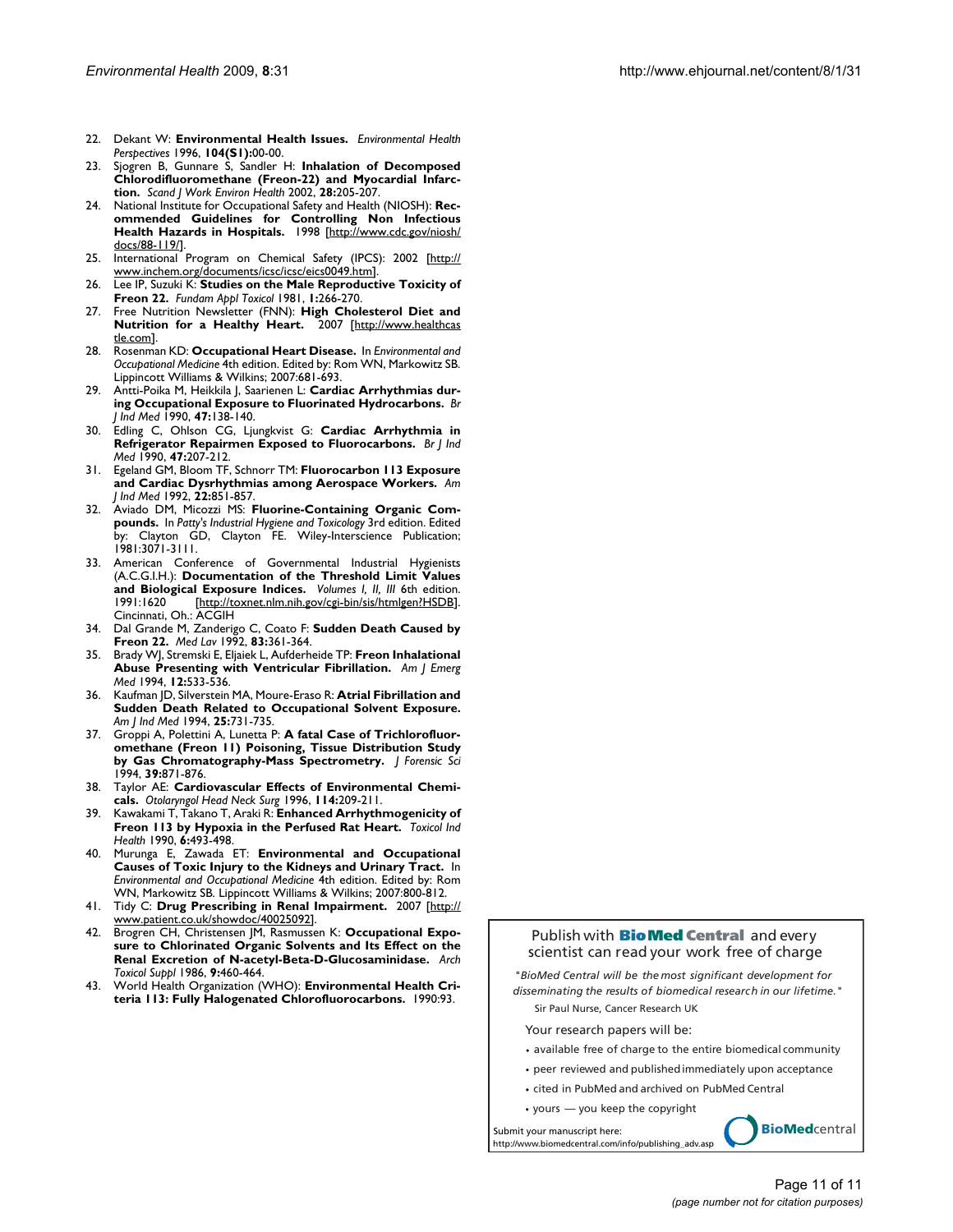22. Dekant W: **Environmental Health Issues.** *Environmental Health Perspectives* 1996, **104(S1):**00-00.
23. Sjogren B, Gunnare S, Sandler H: **Inhalation of Decomposed Chlorodifluoromethane (Freon-22) and Myocardial Infarction.** *Scand J Work Environ Health* 2002, **28:**205-207.
24. National Institute for Occupational Safety and Health (NIOSH): **Recommended Guidelines for Controlling Non Infectious Health Hazards in Hospitals.** 1998 [http://www.cdc.gov/niosh/docs/88-119/].
25. International Program on Chemical Safety (IPCS): 2002 [http://www.inchem.org/documents/icsc/icsc/eics0049.htm].
26. Lee IP, Suzuki K: **Studies on the Male Reproductive Toxicity of Freon 22.** *Fundam Appl Toxicol* 1981, **1:**266-270.
27. Free Nutrition Newsletter (FNN): **High Cholesterol Diet and Nutrition for a Healthy Heart.** 2007 [http://www.healthcastle.com].
28. Rosenman KD: **Occupational Heart Disease.** In *Environmental and Occupational Medicine* 4th edition. Edited by: Rom WN, Markowitz SB. Lippincott Williams & Wilkins; 2007:681-693.
29. Antti-Poika M, Heikkila J, Saarienen L: **Cardiac Arrhythmias during Occupational Exposure to Fluorinated Hydrocarbons.** *Br J Ind Med* 1990, **47:**138-140.
30. Edling C, Ohlson CG, Ljungkvist G: **Cardiac Arrhythmia in Refrigerator Repairmen Exposed to Fluorocarbons.** *Br J Ind Med* 1990, **47:**207-212.
31. Egeland GM, Bloom TF, Schnorr TM: **Fluorocarbon 113 Exposure and Cardiac Dysrhythmias among Aerospace Workers.** *Am J Ind Med* 1992, **22:**851-857.
32. Aviado DM, Micozzi MS: **Fluorine-Containing Organic Compounds.** In *Patty's Industrial Hygiene and Toxicology* 3rd edition. Edited by: Clayton GD, Clayton FE. Wiley-Interscience Publication; 1981:3071-3111.
33. American Conference of Governmental Industrial Hygienists (A.C.G.I.H.): **Documentation of the Threshold Limit Values and Biological Exposure Indices.** *Volumes I, II, III* 6th edition. 1991:1620 [http://toxnet.nlm.nih.gov/cgi-bin/sis/htmlgen?HSDB]. Cincinnati, Oh.: ACGIH
34. Dal Grande M, Zanderigo C, Coato F: **Sudden Death Caused by Freon 22.** *Med Lav* 1992, **83:**361-364.
35. Brady WJ, Stremski E, Eljaiek L, Aufderheide TP: **Freon Inhalational Abuse Presenting with Ventricular Fibrillation.** *Am J Emerg Med* 1994, **12:**533-536.
36. Kaufman JD, Silverstein MA, Moure-Eraso R: **Atrial Fibrillation and Sudden Death Related to Occupational Solvent Exposure.** *Am J Ind Med* 1994, **25:**731-735.
37. Groppi A, Polettini A, Lunetta P: **A fatal Case of Trichlorofluoromethane (Freon 11) Poisoning, Tissue Distribution Study by Gas Chromatography-Mass Spectrometry.** *J Forensic Sci* 1994, **39:**871-876.
38. Taylor AE: **Cardiovascular Effects of Environmental Chemicals.** *Otolaryngol Head Neck Surg* 1996, **114:**209-211.
39. Kawakami T, Takano T, Araki R: **Enhanced Arrhythmogenicity of Freon 113 by Hypoxia in the Perfused Rat Heart.** *Toxicol Ind Health* 1990, **6:**493-498.
40. Murunga E, Zawada ET: **Environmental and Occupational Causes of Toxic Injury to the Kidneys and Urinary Tract.** In *Environmental and Occupational Medicine* 4th edition. Edited by: Rom WN, Markowitz SB. Lippincott Williams & Wilkins; 2007:800-812.
41. Tidy C: **Drug Prescribing in Renal Impairment.** 2007 [http://www.patient.co.uk/showdoc/40025092].
42. Brogren CH, Christensen JM, Rasmussen K: **Occupational Exposure to Chlorinated Organic Solvents and Its Effect on the Renal Excretion of N-acetyl-Beta-D-Glucosaminidase.** *Arch Toxicol Suppl* 1986, **9:**460-464.
43. World Health Organization (WHO): **Environmental Health Criteria 113: Fully Halogenated Chlorofluorocarbons.** 1990:93.

Publish with **BioMed Central** and every scientist can read your work free of charge

*"BioMed Central will be the most significant development for disseminating the results of biomedical research in our lifetime."*
Sir Paul Nurse, Cancer Research UK

Your research papers will be:

- available free of charge to the entire biomedical community
- peer reviewed and published immediately upon acceptance
- cited in PubMed and archived on PubMed Central
- yours — you keep the copyright

Submit your manuscript here:
http://www.biomedcentral.com/info/publishing_adv.asp

BioMedcentral